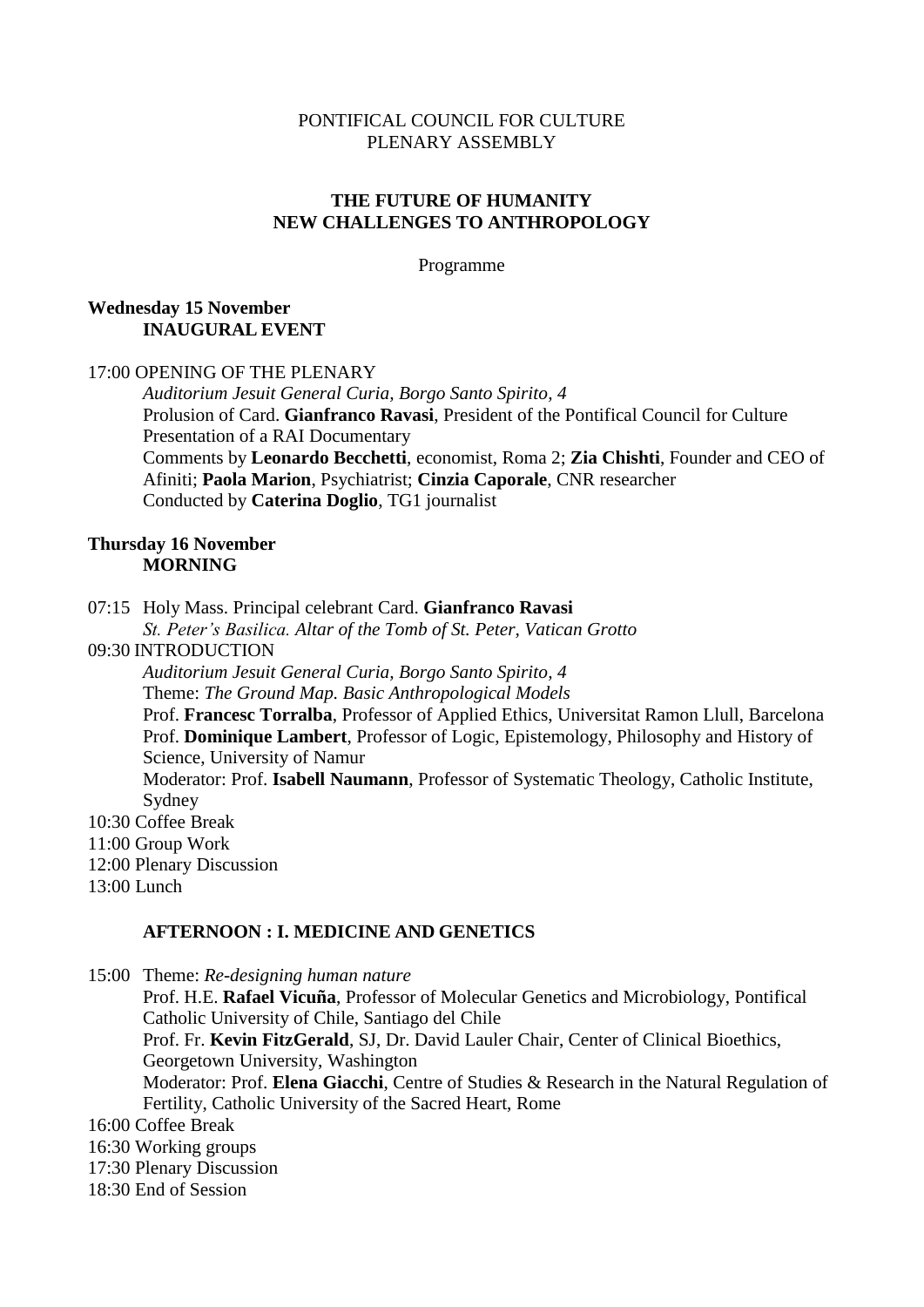PONTIFICAL COUNCIL FOR CULTURE
PLENARY ASSEMBLY

# THE FUTURE OF HUMANITY
# NEW CHALLENGES TO ANTHROPOLOGY

Programme

**Wednesday 15 November**
**INAUGURAL EVENT**

17:00 OPENING OF THE PLENARY
*Auditorium Jesuit General Curia, Borgo Santo Spirito, 4*
Prolusion of Card. **Gianfranco Ravasi**, President of the Pontifical Council for Culture
Presentation of a RAI Documentary
Comments by **Leonardo Becchetti**, economist, Roma 2; **Zia Chishti**, Founder and CEO of Afiniti; **Paola Marion**, Psychiatrist; **Cinzia Caporale**, CNR researcher
Conducted by **Caterina Doglio**, TG1 journalist

**Thursday 16 November**
**MORNING**

07:15 Holy Mass. Principal celebrant Card. **Gianfranco Ravasi**
*St. Peter's Basilica. Altar of the Tomb of St. Peter, Vatican Grotto*

09:30 INTRODUCTION
*Auditorium Jesuit General Curia, Borgo Santo Spirito, 4*
Theme: *The Ground Map. Basic Anthropological Models*
Prof. **Francesc Torralba**, Professor of Applied Ethics, Universitat Ramon Llull, Barcelona
Prof. **Dominique Lambert**, Professor of Logic, Epistemology, Philosophy and History of Science, University of Namur
Moderator: Prof. **Isabell Naumann**, Professor of Systematic Theology, Catholic Institute, Sydney

10:30 Coffee Break
11:00 Group Work
12:00 Plenary Discussion
13:00 Lunch

**AFTERNOON : I. MEDICINE AND GENETICS**

15:00 Theme: *Re-designing human nature*
Prof. H.E. **Rafael Vicuña**, Professor of Molecular Genetics and Microbiology, Pontifical Catholic University of Chile, Santiago del Chile
Prof. Fr. **Kevin FitzGerald**, SJ, Dr. David Lauler Chair, Center of Clinical Bioethics, Georgetown University, Washington
Moderator: Prof. **Elena Giacchi**, Centre of Studies & Research in the Natural Regulation of Fertility, Catholic University of the Sacred Heart, Rome

16:00 Coffee Break
16:30 Working groups
17:30 Plenary Discussion
18:30 End of Session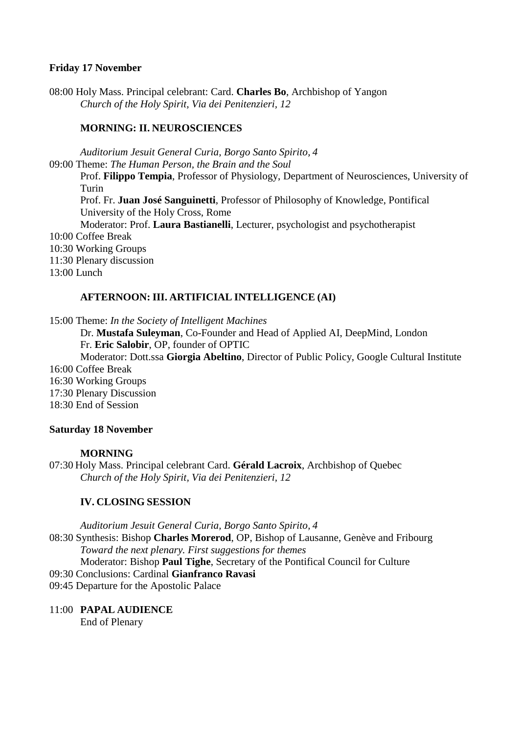**Friday 17 November**

08:00 Holy Mass. Principal celebrant: Card. **Charles Bo**, Archbishop of Yangon
*Church of the Holy Spirit, Via dei Penitenzieri, 12*

**MORNING: II. NEUROSCIENCES**

*Auditorium Jesuit General Curia, Borgo Santo Spirito, 4*

09:00 Theme: *The Human Person, the Brain and the Soul*
Prof. **Filippo Tempia**, Professor of Physiology, Department of Neurosciences, University of Turin
Prof. Fr. **Juan José Sanguinetti**, Professor of Philosophy of Knowledge, Pontifical University of the Holy Cross, Rome
Moderator: Prof. **Laura Bastianelli**, Lecturer, psychologist and psychotherapist

10:00 Coffee Break

10:30 Working Groups

11:30 Plenary discussion

13:00 Lunch

**AFTERNOON: III. ARTIFICIAL INTELLIGENCE (AI)**

15:00 Theme: *In the Society of Intelligent Machines*
Dr. **Mustafa Suleyman**, Co-Founder and Head of Applied AI, DeepMind, London
Fr. **Eric Salobir**, OP, founder of OPTIC
Moderator: Dott.ssa **Giorgia Abeltino**, Director of Public Policy, Google Cultural Institute

16:00 Coffee Break

16:30 Working Groups

17:30 Plenary Discussion

18:30 End of Session

**Saturday 18 November**

**MORNING**

07:30 Holy Mass. Principal celebrant Card. **Gérald Lacroix**, Archbishop of Quebec
*Church of the Holy Spirit, Via dei Penitenzieri, 12*

**IV. CLOSING SESSION**

*Auditorium Jesuit General Curia, Borgo Santo Spirito, 4*

08:30 Synthesis: Bishop **Charles Morerod**, OP, Bishop of Lausanne, Genève and Fribourg
*Toward the next plenary. First suggestions for themes*
Moderator: Bishop **Paul Tighe**, Secretary of the Pontifical Council for Culture

09:30 Conclusions: Cardinal **Gianfranco Ravasi**

09:45 Departure for the Apostolic Palace

11:00 **PAPAL AUDIENCE**
End of Plenary